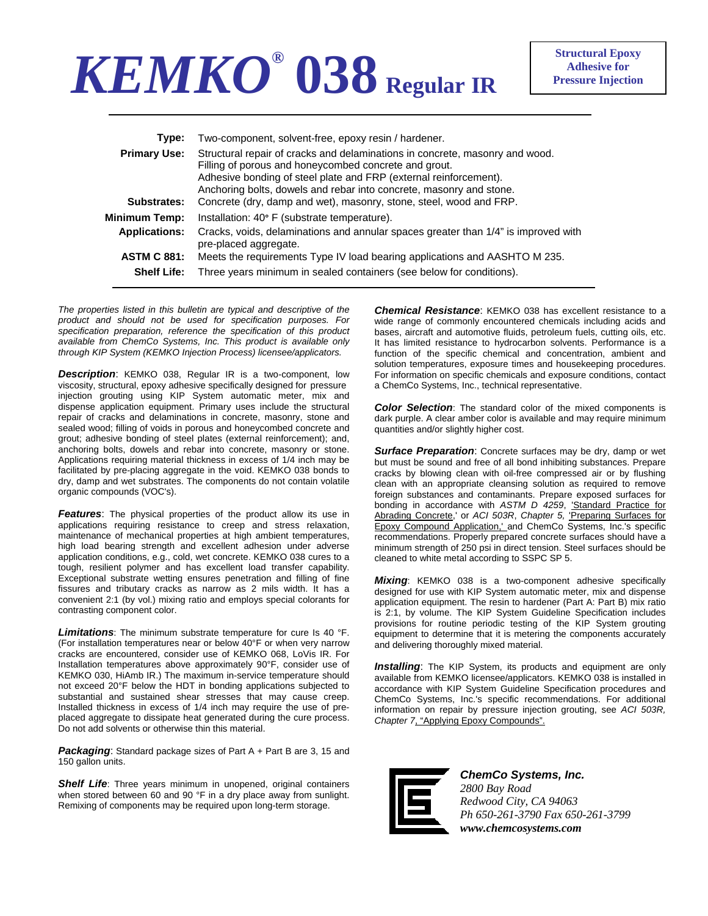# KEMKO® 038 Regular IR

**Structural Epoxy Adhesive for Pressure Injection**

| | |
|---|---|
| **Type:** | Two-component, solvent-free, epoxy resin / hardener. |
| **Primary Use:** | Structural repair of cracks and delaminations in concrete, masonry and wood. Filling of porous and honeycombed concrete and grout. Adhesive bonding of steel plate and FRP (external reinforcement). Anchoring bolts, dowels and rebar into concrete, masonry and stone. |
| **Substrates:** | Concrete (dry, damp and wet), masonry, stone, steel, wood and FRP. |
| **Minimum Temp:** | Installation: 40° F (substrate temperature). |
| **Applications:** | Cracks, voids, delaminations and annular spaces greater than 1/4" is improved with pre-placed aggregate. |
| **ASTM C 881:** | Meets the requirements Type IV load bearing applications and AASHTO M 235. |
| **Shelf Life:** | Three years minimum in sealed containers (see below for conditions). |

*The properties listed in this bulletin are typical and descriptive of the product and should not be used for specification purposes. For specification preparation, reference the specification of this product available from ChemCo Systems, Inc. This product is available only through KIP System (KEMKO Injection Process) licensee/applicators.*

***Description***: KEMKO 038, Regular IR is a two-component, low viscosity, structural, epoxy adhesive specifically designed for pressure injection grouting using KIP System automatic meter, mix and dispense application equipment. Primary uses include the structural repair of cracks and delaminations in concrete, masonry, stone and sealed wood; filling of voids in porous and honeycombed concrete and grout; adhesive bonding of steel plates (external reinforcement); and, anchoring bolts, dowels and rebar into concrete, masonry or stone. Applications requiring material thickness in excess of 1/4 inch may be facilitated by pre-placing aggregate in the void. KEMKO 038 bonds to dry, damp and wet substrates. The components do not contain volatile organic compounds (VOC's).

***Features***: The physical properties of the product allow its use in applications requiring resistance to creep and stress relaxation, maintenance of mechanical properties at high ambient temperatures, high load bearing strength and excellent adhesion under adverse application conditions, e.g., cold, wet concrete. KEMKO 038 cures to a tough, resilient polymer and has excellent load transfer capability. Exceptional substrate wetting ensures penetration and filling of fine fissures and tributary cracks as narrow as 2 mils width. It has a convenient 2:1 (by vol.) mixing ratio and employs special colorants for contrasting component color.

***Limitations***: The minimum substrate temperature for cure Is 40 °F. (For installation temperatures near or below 40°F or when very narrow cracks are encountered, consider use of KEMKO 068, LoVis IR. For Installation temperatures above approximately 90°F, consider use of KEMKO 030, HiAmb IR.) The maximum in-service temperature should not exceed 20°F below the HDT in bonding applications subjected to substantial and sustained shear stresses that may cause creep. Installed thickness in excess of 1/4 inch may require the use of pre-placed aggregate to dissipate heat generated during the cure process. Do not add solvents or otherwise thin this material.

***Packaging***: Standard package sizes of Part A + Part B are 3, 15 and 150 gallon units.

***Shelf Life***: Three years minimum in unopened, original containers when stored between 60 and 90 °F in a dry place away from sunlight. Remixing of components may be required upon long-term storage.

***Chemical Resistance***: KEMKO 038 has excellent resistance to a wide range of commonly encountered chemicals including acids and bases, aircraft and automotive fluids, petroleum fuels, cutting oils, etc. It has limited resistance to hydrocarbon solvents. Performance is a function of the specific chemical and concentration, ambient and solution temperatures, exposure times and housekeeping procedures. For information on specific chemicals and exposure conditions, contact a ChemCo Systems, Inc., technical representative.

***Color Selection***: The standard color of the mixed components is dark purple. A clear amber color is available and may require minimum quantities and/or slightly higher cost.

***Surface Preparation***: Concrete surfaces may be dry, damp or wet but must be sound and free of all bond inhibiting substances. Prepare cracks by blowing clean with oil-free compressed air or by flushing clean with an appropriate cleansing solution as required to remove foreign substances and contaminants. Prepare exposed surfaces for bonding in accordance with *ASTM D 4259*, 'Standard Practice for Abrading Concrete,' or *ACI 503R*, *Chapter 5,* 'Preparing Surfaces for Epoxy Compound Application,' and ChemCo Systems, Inc.'s specific recommendations. Properly prepared concrete surfaces should have a minimum strength of 250 psi in direct tension. Steel surfaces should be cleaned to white metal according to SSPC SP 5.

***Mixing***: KEMKO 038 is a two-component adhesive specifically designed for use with KIP System automatic meter, mix and dispense application equipment. The resin to hardener (Part A: Part B) mix ratio is 2:1, by volume. The KIP System Guideline Specification includes provisions for routine periodic testing of the KIP System grouting equipment to determine that it is metering the components accurately and delivering thoroughly mixed material.

***Installing***: The KIP System, its products and equipment are only available from KEMKO licensee/applicators. KEMKO 038 is installed in accordance with KIP System Guideline Specification procedures and ChemCo Systems, Inc.'s specific recommendations. For additional information on repair by pressure injection grouting, see *ACI 503R, Chapter 7*, "Applying Epoxy Compounds".

***ChemCo Systems, Inc.***
*2800 Bay Road*
*Redwood City, CA 94063*
*Ph 650-261-3790 Fax 650-261-3799*
***www.chemcosystems.com***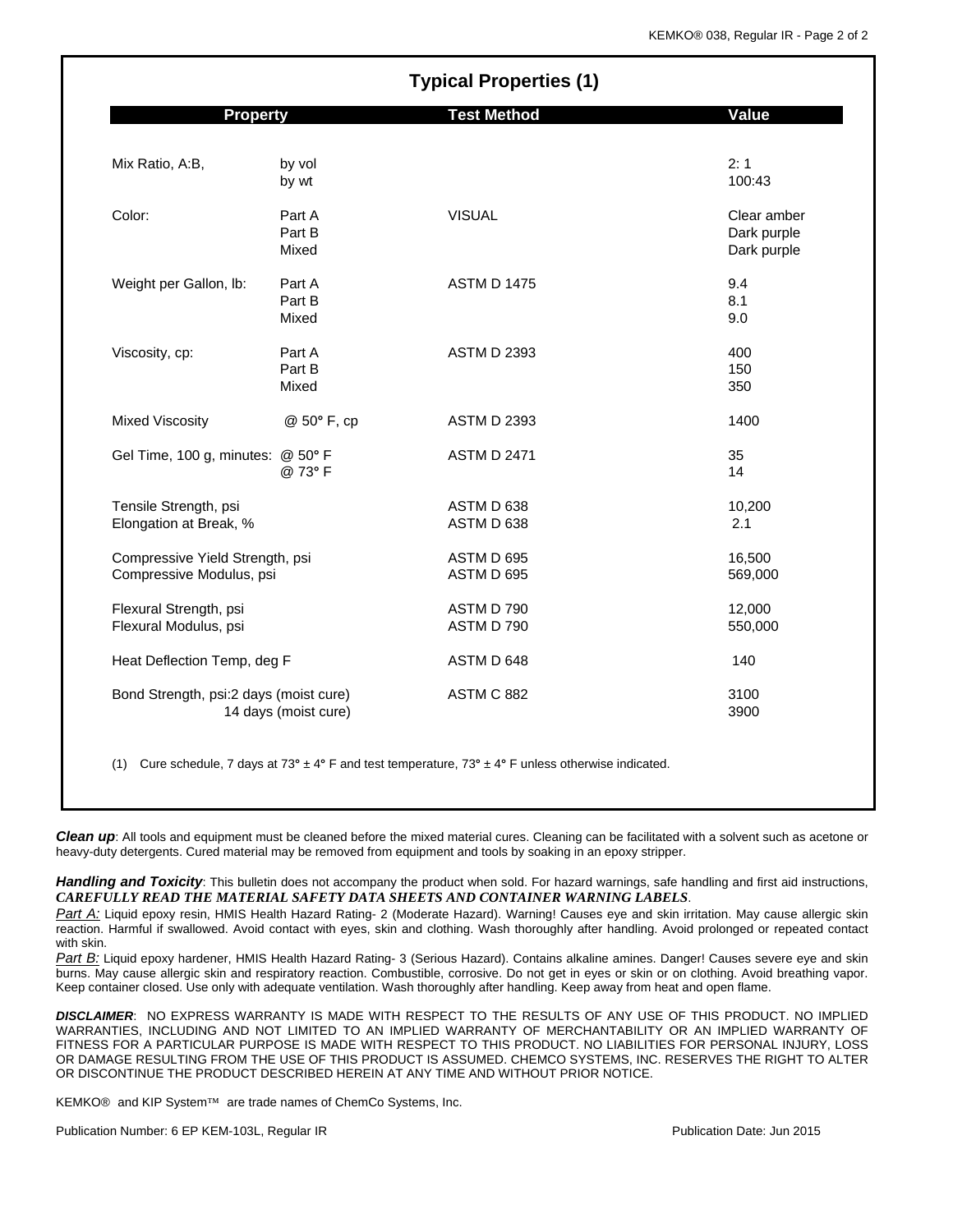## Typical Properties (1)

| Property | | Test Method | Value |
|---|---|---|---|
| Mix Ratio, A:B, | by vol | | 2: 1 |
| | by wt | | 100:43 |
| Color: | Part A | VISUAL | Clear amber |
| | Part B | | Dark purple |
| | Mixed | | Dark purple |
| Weight per Gallon, lb: | Part A | ASTM D 1475 | 9.4 |
| | Part B | | 8.1 |
| | Mixed | | 9.0 |
| Viscosity, cp: | Part A | ASTM D 2393 | 400 |
| | Part B | | 150 |
| | Mixed | | 350 |
| Mixed Viscosity | @ 50° F, cp | ASTM D 2393 | 1400 |
| Gel Time, 100 g, minutes: | @ 50° F | ASTM D 2471 | 35 |
| | @ 73° F | | 14 |
| Tensile Strength, psi | | ASTM D 638 | 10,200 |
| Elongation at Break, % | | ASTM D 638 | 2.1 |
| Compressive Yield Strength, psi | | ASTM D 695 | 16,500 |
| Compressive Modulus, psi | | ASTM D 695 | 569,000 |
| Flexural Strength, psi | | ASTM D 790 | 12,000 |
| Flexural Modulus, psi | | ASTM D 790 | 550,000 |
| Heat Deflection Temp, deg F | | ASTM D 648 | 140 |
| Bond Strength, psi: | 2 days (moist cure) | ASTM C 882 | 3100 |
| | 14 days (moist cure) | | 3900 |

(1) Cure schedule, 7 days at 73° ± 4° F and test temperature, 73° ± 4° F unless otherwise indicated.

***Clean up***: All tools and equipment must be cleaned before the mixed material cures. Cleaning can be facilitated with a solvent such as acetone or heavy-duty detergents. Cured material may be removed from equipment and tools by soaking in an epoxy stripper.

***Handling and Toxicity***: This bulletin does not accompany the product when sold. For hazard warnings, safe handling and first aid instructions, ***CAREFULLY READ THE MATERIAL SAFETY DATA SHEETS AND CONTAINER WARNING LABELS***.

*Part A:* Liquid epoxy resin, HMIS Health Hazard Rating- 2 (Moderate Hazard). Warning! Causes eye and skin irritation. May cause allergic skin reaction. Harmful if swallowed. Avoid contact with eyes, skin and clothing. Wash thoroughly after handling. Avoid prolonged or repeated contact with skin.

*Part B:* Liquid epoxy hardener, HMIS Health Hazard Rating- 3 (Serious Hazard). Contains alkaline amines. Danger! Causes severe eye and skin burns. May cause allergic skin and respiratory reaction. Combustible, corrosive. Do not get in eyes or skin or on clothing. Avoid breathing vapor. Keep container closed. Use only with adequate ventilation. Wash thoroughly after handling. Keep away from heat and open flame.

***DISCLAIMER***: NO EXPRESS WARRANTY IS MADE WITH RESPECT TO THE RESULTS OF ANY USE OF THIS PRODUCT. NO IMPLIED WARRANTIES, INCLUDING AND NOT LIMITED TO AN IMPLIED WARRANTY OF MERCHANTABILITY OR AN IMPLIED WARRANTY OF FITNESS FOR A PARTICULAR PURPOSE IS MADE WITH RESPECT TO THIS PRODUCT. NO LIABILITIES FOR PERSONAL INJURY, LOSS OR DAMAGE RESULTING FROM THE USE OF THIS PRODUCT IS ASSUMED. CHEMCO SYSTEMS, INC. RESERVES THE RIGHT TO ALTER OR DISCONTINUE THE PRODUCT DESCRIBED HEREIN AT ANY TIME AND WITHOUT PRIOR NOTICE.

KEMKO® and KIP System™ are trade names of ChemCo Systems, Inc.

Publication Number: 6 EP KEM-103L, Regular IR

Publication Date: Jun 2015